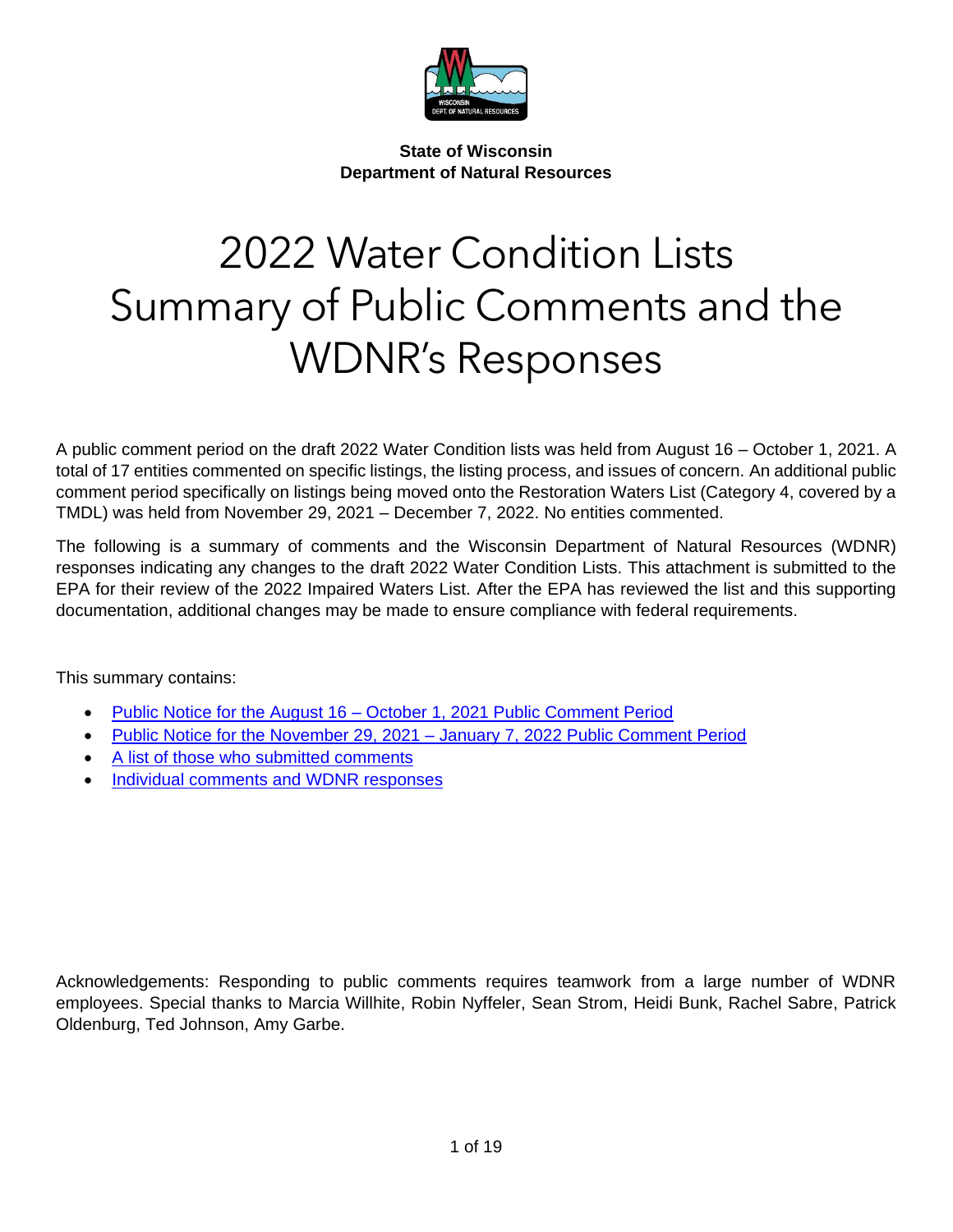**State of Wisconsin**
**Department of Natural Resources**

# 2022 Water Condition Lists Summary of Public Comments and the WDNR's Responses

A public comment period on the draft 2022 Water Condition lists was held from August 16 – October 1, 2021. A total of 17 entities commented on specific listings, the listing process, and issues of concern. An additional public comment period specifically on listings being moved onto the Restoration Waters List (Category 4, covered by a TMDL) was held from November 29, 2021 – December 7, 2022. No entities commented.

The following is a summary of comments and the Wisconsin Department of Natural Resources (WDNR) responses indicating any changes to the draft 2022 Water Condition Lists. This attachment is submitted to the EPA for their review of the 2022 Impaired Waters List. After the EPA has reviewed the list and this supporting documentation, additional changes may be made to ensure compliance with federal requirements.

This summary contains:

- Public Notice for the August 16 – October 1, 2021 Public Comment Period
- Public Notice for the November 29, 2021 – January 7, 2022 Public Comment Period
- A list of those who submitted comments
- Individual comments and WDNR responses

Acknowledgements: Responding to public comments requires teamwork from a large number of WDNR employees. Special thanks to Marcia Willhite, Robin Nyffeler, Sean Strom, Heidi Bunk, Rachel Sabre, Patrick Oldenburg, Ted Johnson, Amy Garbe.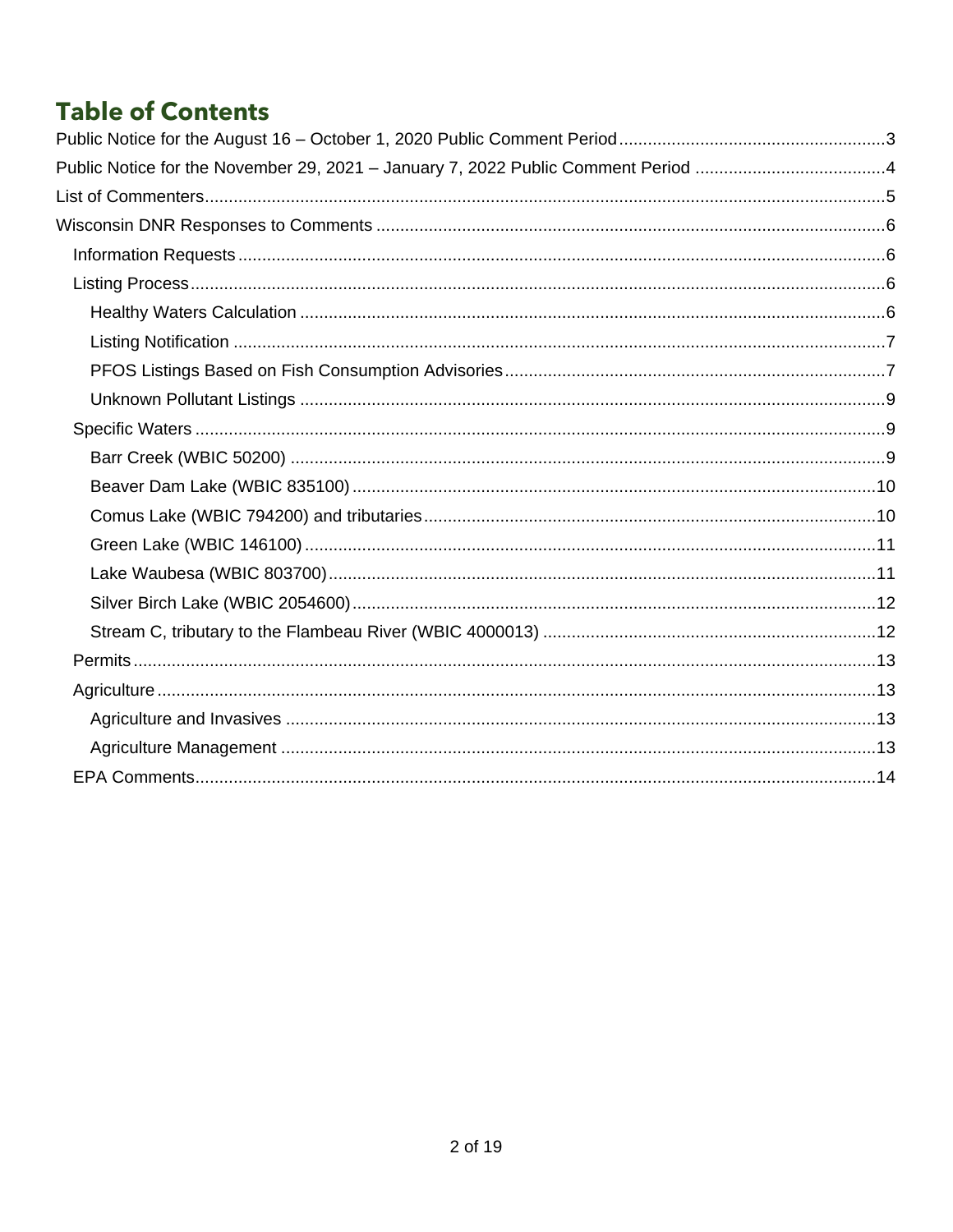# Table of Contents

Public Notice for the August 16 – October 1, 2020 Public Comment Period ....... 3
Public Notice for the November 29, 2021 – January 7, 2022 Public Comment Period ....... 4
List of Commenters ....... 5
Wisconsin DNR Responses to Comments ....... 6
- Information Requests ....... 6
- Listing Process ....... 6
  - Healthy Waters Calculation ....... 6
  - Listing Notification ....... 7
  - PFOS Listings Based on Fish Consumption Advisories ....... 7
  - Unknown Pollutant Listings ....... 9
- Specific Waters ....... 9
  - Barr Creek (WBIC 50200) ....... 9
  - Beaver Dam Lake (WBIC 835100) ....... 10
  - Comus Lake (WBIC 794200) and tributaries ....... 10
  - Green Lake (WBIC 146100) ....... 11
  - Lake Waubesa (WBIC 803700) ....... 11
  - Silver Birch Lake (WBIC 2054600) ....... 12
  - Stream C, tributary to the Flambeau River (WBIC 4000013) ....... 12
- Permits ....... 13
- Agriculture ....... 13
  - Agriculture and Invasives ....... 13
  - Agriculture Management ....... 13
- EPA Comments ....... 14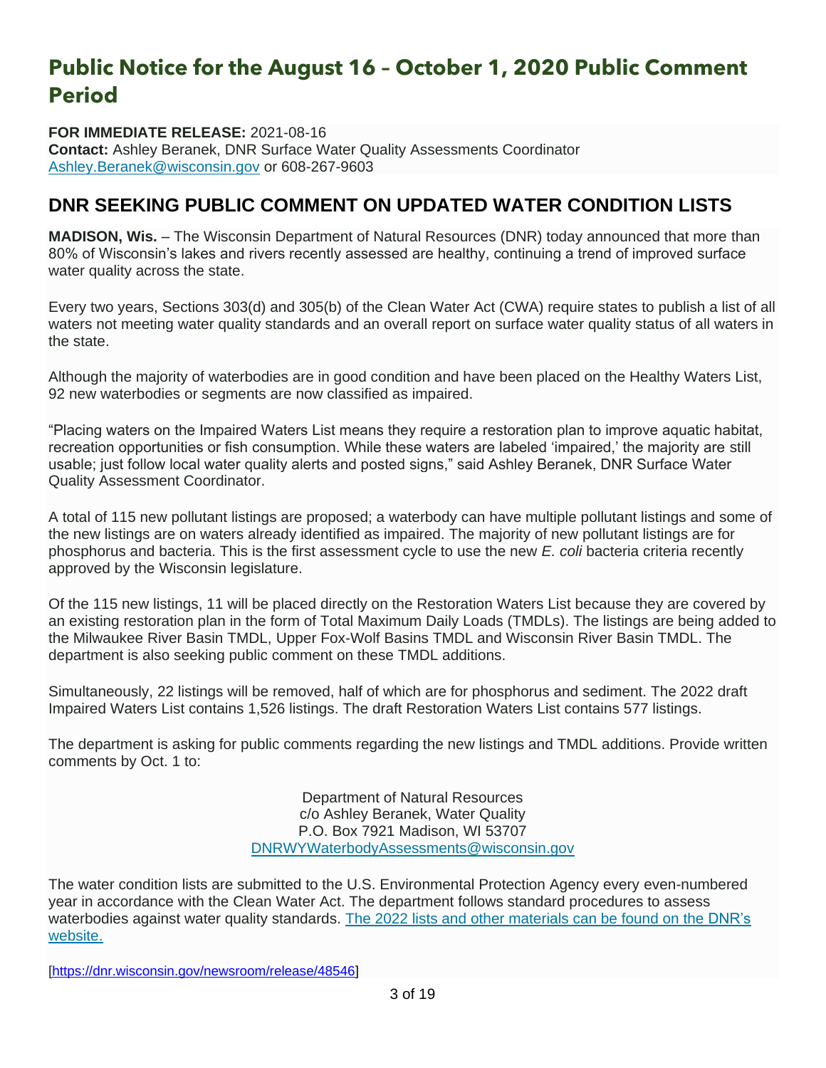# Public Notice for the August 16 – October 1, 2020 Public Comment Period

**FOR IMMEDIATE RELEASE:** 2021-08-16
**Contact:** Ashley Beranek, DNR Surface Water Quality Assessments Coordinator
[Ashley.Beranek@wisconsin.gov](mailto:Ashley.Beranek@wisconsin.gov) or 608-267-9603

## DNR SEEKING PUBLIC COMMENT ON UPDATED WATER CONDITION LISTS

**MADISON, Wis.** – The Wisconsin Department of Natural Resources (DNR) today announced that more than 80% of Wisconsin's lakes and rivers recently assessed are healthy, continuing a trend of improved surface water quality across the state.

Every two years, Sections 303(d) and 305(b) of the Clean Water Act (CWA) require states to publish a list of all waters not meeting water quality standards and an overall report on surface water quality status of all waters in the state.

Although the majority of waterbodies are in good condition and have been placed on the Healthy Waters List, 92 new waterbodies or segments are now classified as impaired.

"Placing waters on the Impaired Waters List means they require a restoration plan to improve aquatic habitat, recreation opportunities or fish consumption. While these waters are labeled 'impaired,' the majority are still usable; just follow local water quality alerts and posted signs," said Ashley Beranek, DNR Surface Water Quality Assessment Coordinator.

A total of 115 new pollutant listings are proposed; a waterbody can have multiple pollutant listings and some of the new listings are on waters already identified as impaired. The majority of new pollutant listings are for phosphorus and bacteria. This is the first assessment cycle to use the new *E. coli* bacteria criteria recently approved by the Wisconsin legislature.

Of the 115 new listings, 11 will be placed directly on the Restoration Waters List because they are covered by an existing restoration plan in the form of Total Maximum Daily Loads (TMDLs). The listings are being added to the Milwaukee River Basin TMDL, Upper Fox-Wolf Basins TMDL and Wisconsin River Basin TMDL. The department is also seeking public comment on these TMDL additions.

Simultaneously, 22 listings will be removed, half of which are for phosphorus and sediment. The 2022 draft Impaired Waters List contains 1,526 listings. The draft Restoration Waters List contains 577 listings.

The department is asking for public comments regarding the new listings and TMDL additions. Provide written comments by Oct. 1 to:

Department of Natural Resources
c/o Ashley Beranek, Water Quality
P.O. Box 7921 Madison, WI 53707
[DNRWYWaterbodyAssessments@wisconsin.gov](mailto:DNRWYWaterbodyAssessments@wisconsin.gov)

The water condition lists are submitted to the U.S. Environmental Protection Agency every even-numbered year in accordance with the Clean Water Act. The department follows standard procedures to assess waterbodies against water quality standards. [The 2022 lists and other materials can be found on the DNR's website.]()

[https://dnr.wisconsin.gov/newsroom/release/48546]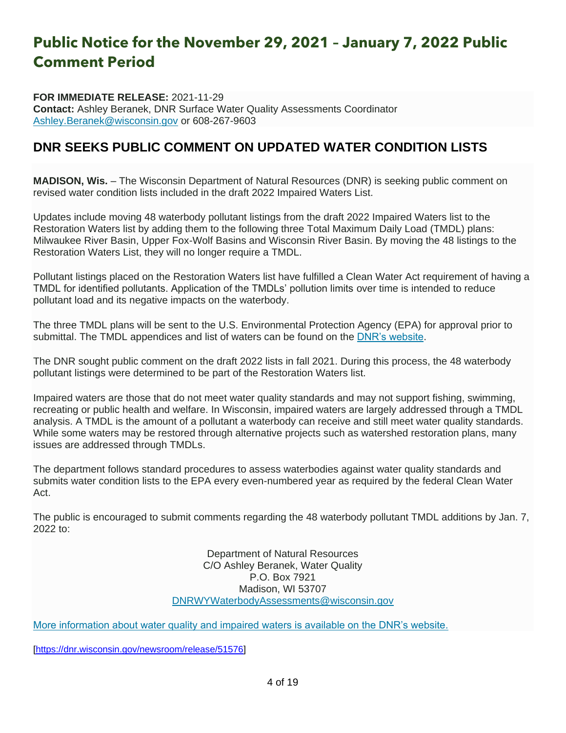# Public Notice for the November 29, 2021 – January 7, 2022 Public Comment Period

**FOR IMMEDIATE RELEASE:** 2021-11-29
**Contact:** Ashley Beranek, DNR Surface Water Quality Assessments Coordinator
Ashley.Beranek@wisconsin.gov or 608-267-9603

## DNR SEEKS PUBLIC COMMENT ON UPDATED WATER CONDITION LISTS

**MADISON, Wis.** – The Wisconsin Department of Natural Resources (DNR) is seeking public comment on revised water condition lists included in the draft 2022 Impaired Waters List.

Updates include moving 48 waterbody pollutant listings from the draft 2022 Impaired Waters list to the Restoration Waters list by adding them to the following three Total Maximum Daily Load (TMDL) plans: Milwaukee River Basin, Upper Fox-Wolf Basins and Wisconsin River Basin. By moving the 48 listings to the Restoration Waters List, they will no longer require a TMDL.

Pollutant listings placed on the Restoration Waters list have fulfilled a Clean Water Act requirement of having a TMDL for identified pollutants. Application of the TMDLs' pollution limits over time is intended to reduce pollutant load and its negative impacts on the waterbody.

The three TMDL plans will be sent to the U.S. Environmental Protection Agency (EPA) for approval prior to submittal. The TMDL appendices and list of waters can be found on the DNR's website.

The DNR sought public comment on the draft 2022 lists in fall 2021. During this process, the 48 waterbody pollutant listings were determined to be part of the Restoration Waters list.

Impaired waters are those that do not meet water quality standards and may not support fishing, swimming, recreating or public health and welfare. In Wisconsin, impaired waters are largely addressed through a TMDL analysis. A TMDL is the amount of a pollutant a waterbody can receive and still meet water quality standards. While some waters may be restored through alternative projects such as watershed restoration plans, many issues are addressed through TMDLs.

The department follows standard procedures to assess waterbodies against water quality standards and submits water condition lists to the EPA every even-numbered year as required by the federal Clean Water Act.

The public is encouraged to submit comments regarding the 48 waterbody pollutant TMDL additions by Jan. 7, 2022 to:

Department of Natural Resources
C/O Ashley Beranek, Water Quality
P.O. Box 7921
Madison, WI 53707
DNRWYWaterbodyAssessments@wisconsin.gov

More information about water quality and impaired waters is available on the DNR's website.

[https://dnr.wisconsin.gov/newsroom/release/51576]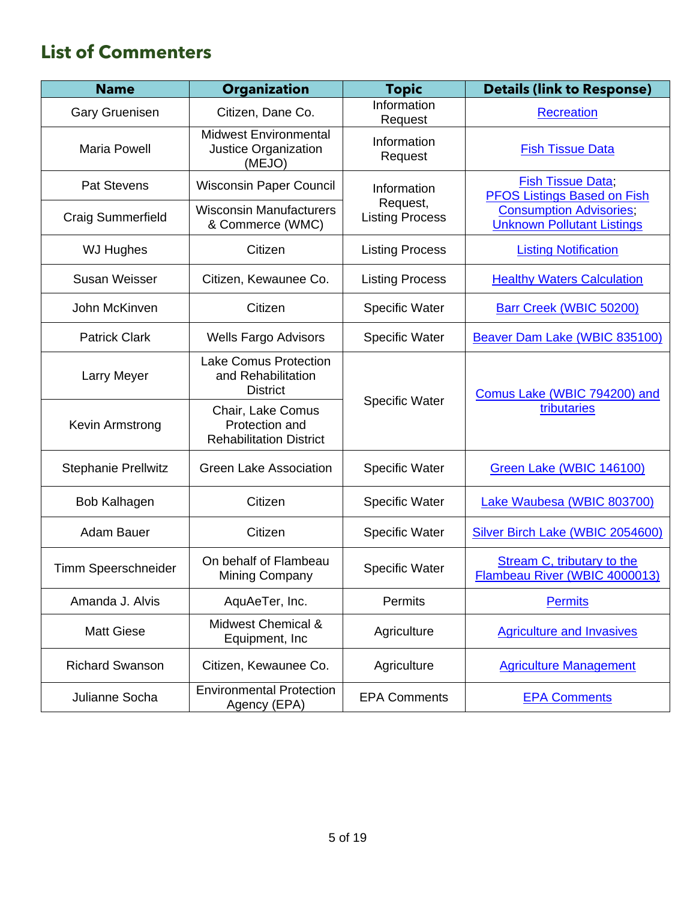## List of Commenters

| Name | Organization | Topic | Details (link to Response) |
|---|---|---|---|
| Gary Gruenisen | Citizen, Dane Co. | Information Request | Recreation |
| Maria Powell | Midwest Environmental Justice Organization (MEJO) | Information Request | Fish Tissue Data |
| Pat Stevens | Wisconsin Paper Council | Information Request, Listing Process | Fish Tissue Data; PFOS Listings Based on Fish Consumption Advisories; Unknown Pollutant Listings |
| Craig Summerfield | Wisconsin Manufacturers & Commerce (WMC) | | |
| WJ Hughes | Citizen | Listing Process | Listing Notification |
| Susan Weisser | Citizen, Kewaunee Co. | Listing Process | Healthy Waters Calculation |
| John McKinven | Citizen | Specific Water | Barr Creek (WBIC 50200) |
| Patrick Clark | Wells Fargo Advisors | Specific Water | Beaver Dam Lake (WBIC 835100) |
| Larry Meyer | Lake Comus Protection and Rehabilitation District | Specific Water | Comus Lake (WBIC 794200) and tributaries |
| Kevin Armstrong | Chair, Lake Comus Protection and Rehabilitation District | | |
| Stephanie Prellwitz | Green Lake Association | Specific Water | Green Lake (WBIC 146100) |
| Bob Kalhagen | Citizen | Specific Water | Lake Waubesa (WBIC 803700) |
| Adam Bauer | Citizen | Specific Water | Silver Birch Lake (WBIC 2054600) |
| Timm Speerschneider | On behalf of Flambeau Mining Company | Specific Water | Stream C, tributary to the Flambeau River (WBIC 4000013) |
| Amanda J. Alvis | AquAeTer, Inc. | Permits | Permits |
| Matt Giese | Midwest Chemical & Equipment, Inc | Agriculture | Agriculture and Invasives |
| Richard Swanson | Citizen, Kewaunee Co. | Agriculture | Agriculture Management |
| Julianne Socha | Environmental Protection Agency (EPA) | EPA Comments | EPA Comments |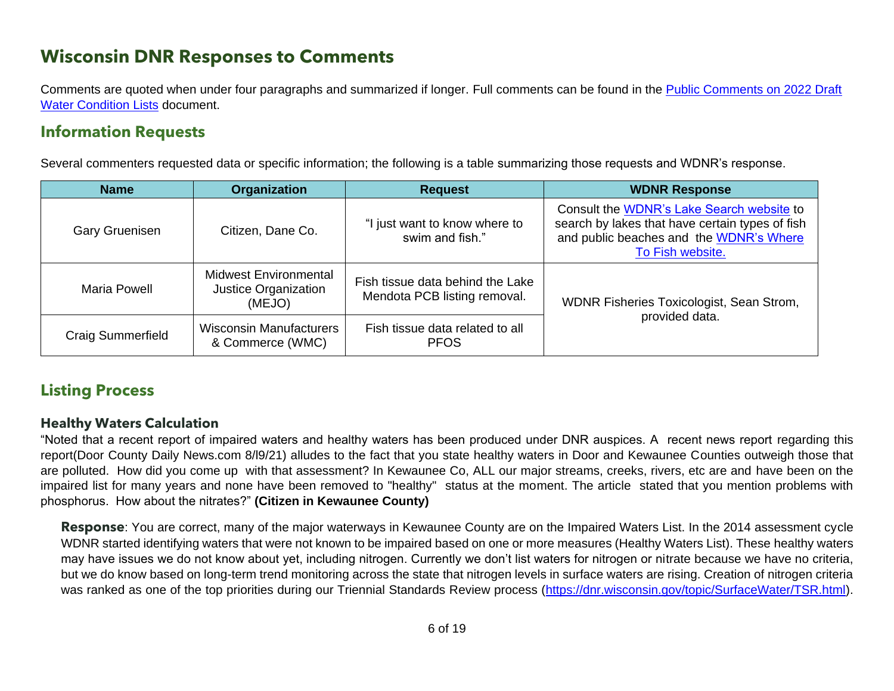# Wisconsin DNR Responses to Comments

Comments are quoted when under four paragraphs and summarized if longer. Full comments can be found in the Public Comments on 2022 Draft Water Condition Lists document.

## Information Requests

Several commenters requested data or specific information; the following is a table summarizing those requests and WDNR's response.

| Name | Organization | Request | WDNR Response |
|---|---|---|---|
| Gary Gruenisen | Citizen, Dane Co. | "I just want to know where to swim and fish." | Consult the WDNR's Lake Search website to search by lakes that have certain types of fish and public beaches and the WDNR's Where To Fish website. |
| Maria Powell | Midwest Environmental Justice Organization (MEJO) | Fish tissue data behind the Lake Mendota PCB listing removal. | WDNR Fisheries Toxicologist, Sean Strom, provided data. |
| Craig Summerfield | Wisconsin Manufacturers & Commerce (WMC) | Fish tissue data related to all PFOS | WDNR Fisheries Toxicologist, Sean Strom, provided data. |

## Listing Process

### Healthy Waters Calculation

"Noted that a recent report of impaired waters and healthy waters has been produced under DNR auspices. A recent news report regarding this report(Door County Daily News.com 8/l9/21) alludes to the fact that you state healthy waters in Door and Kewaunee Counties outweigh those that are polluted. How did you come up with that assessment? In Kewaunee Co, ALL our major streams, creeks, rivers, etc are and have been on the impaired list for many years and none have been removed to "healthy" status at the moment. The article stated that you mention problems with phosphorus. How about the nitrates?" **(Citizen in Kewaunee County)**

**Response**: You are correct, many of the major waterways in Kewaunee County are on the Impaired Waters List. In the 2014 assessment cycle WDNR started identifying waters that were not known to be impaired based on one or more measures (Healthy Waters List). These healthy waters may have issues we do not know about yet, including nitrogen. Currently we don't list waters for nitrogen or nitrate because we have no criteria, but we do know based on long-term trend monitoring across the state that nitrogen levels in surface waters are rising. Creation of nitrogen criteria was ranked as one of the top priorities during our Triennial Standards Review process (https://dnr.wisconsin.gov/topic/SurfaceWater/TSR.html).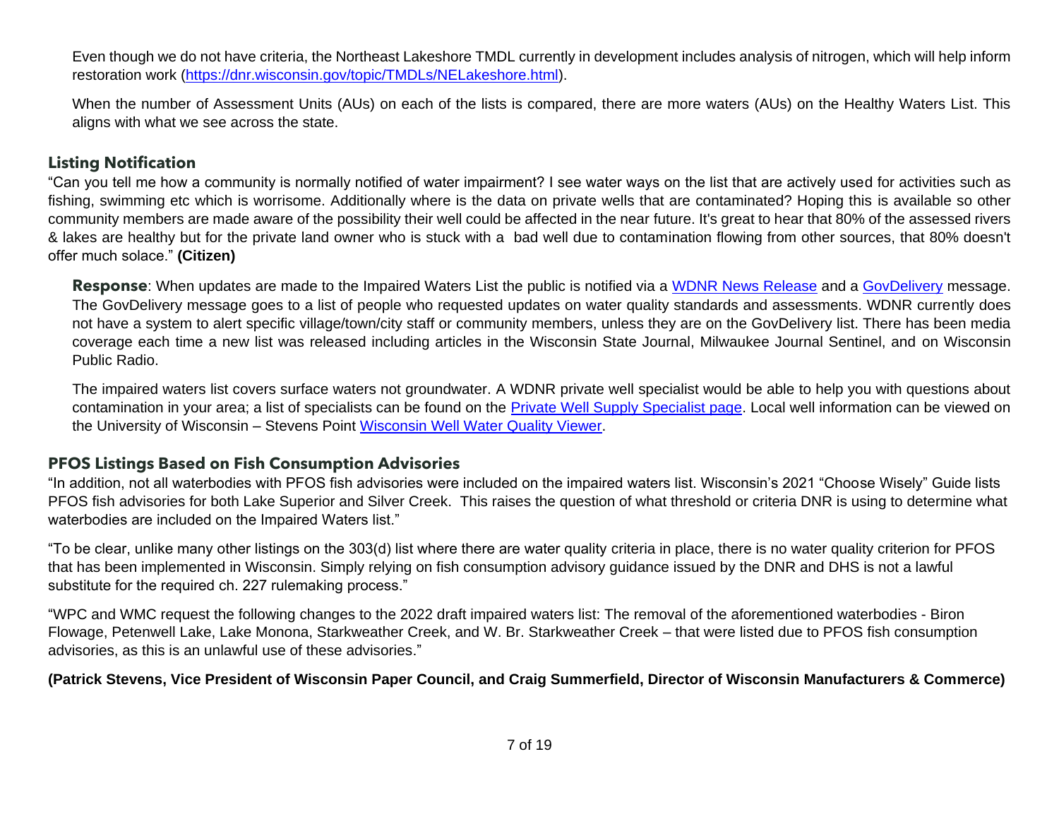Even though we do not have criteria, the Northeast Lakeshore TMDL currently in development includes analysis of nitrogen, which will help inform restoration work (https://dnr.wisconsin.gov/topic/TMDLs/NELakeshore.html).

When the number of Assessment Units (AUs) on each of the lists is compared, there are more waters (AUs) on the Healthy Waters List. This aligns with what we see across the state.

## Listing Notification

"Can you tell me how a community is normally notified of water impairment? I see water ways on the list that are actively used for activities such as fishing, swimming etc which is worrisome. Additionally where is the data on private wells that are contaminated? Hoping this is available so other community members are made aware of the possibility their well could be affected in the near future. It's great to hear that 80% of the assessed rivers & lakes are healthy but for the private land owner who is stuck with a bad well due to contamination flowing from other sources, that 80% doesn't offer much solace." **(Citizen)**

**Response**: When updates are made to the Impaired Waters List the public is notified via a WDNR News Release and a GovDelivery message. The GovDelivery message goes to a list of people who requested updates on water quality standards and assessments. WDNR currently does not have a system to alert specific village/town/city staff or community members, unless they are on the GovDelivery list. There has been media coverage each time a new list was released including articles in the Wisconsin State Journal, Milwaukee Journal Sentinel, and on Wisconsin Public Radio.

The impaired waters list covers surface waters not groundwater. A WDNR private well specialist would be able to help you with questions about contamination in your area; a list of specialists can be found on the Private Well Supply Specialist page. Local well information can be viewed on the University of Wisconsin – Stevens Point Wisconsin Well Water Quality Viewer.

## PFOS Listings Based on Fish Consumption Advisories

"In addition, not all waterbodies with PFOS fish advisories were included on the impaired waters list. Wisconsin's 2021 "Choose Wisely" Guide lists PFOS fish advisories for both Lake Superior and Silver Creek. This raises the question of what threshold or criteria DNR is using to determine what waterbodies are included on the Impaired Waters list."

"To be clear, unlike many other listings on the 303(d) list where there are water quality criteria in place, there is no water quality criterion for PFOS that has been implemented in Wisconsin. Simply relying on fish consumption advisory guidance issued by the DNR and DHS is not a lawful substitute for the required ch. 227 rulemaking process."

"WPC and WMC request the following changes to the 2022 draft impaired waters list: The removal of the aforementioned waterbodies - Biron Flowage, Petenwell Lake, Lake Monona, Starkweather Creek, and W. Br. Starkweather Creek – that were listed due to PFOS fish consumption advisories, as this is an unlawful use of these advisories."

**(Patrick Stevens, Vice President of Wisconsin Paper Council, and Craig Summerfield, Director of Wisconsin Manufacturers & Commerce)**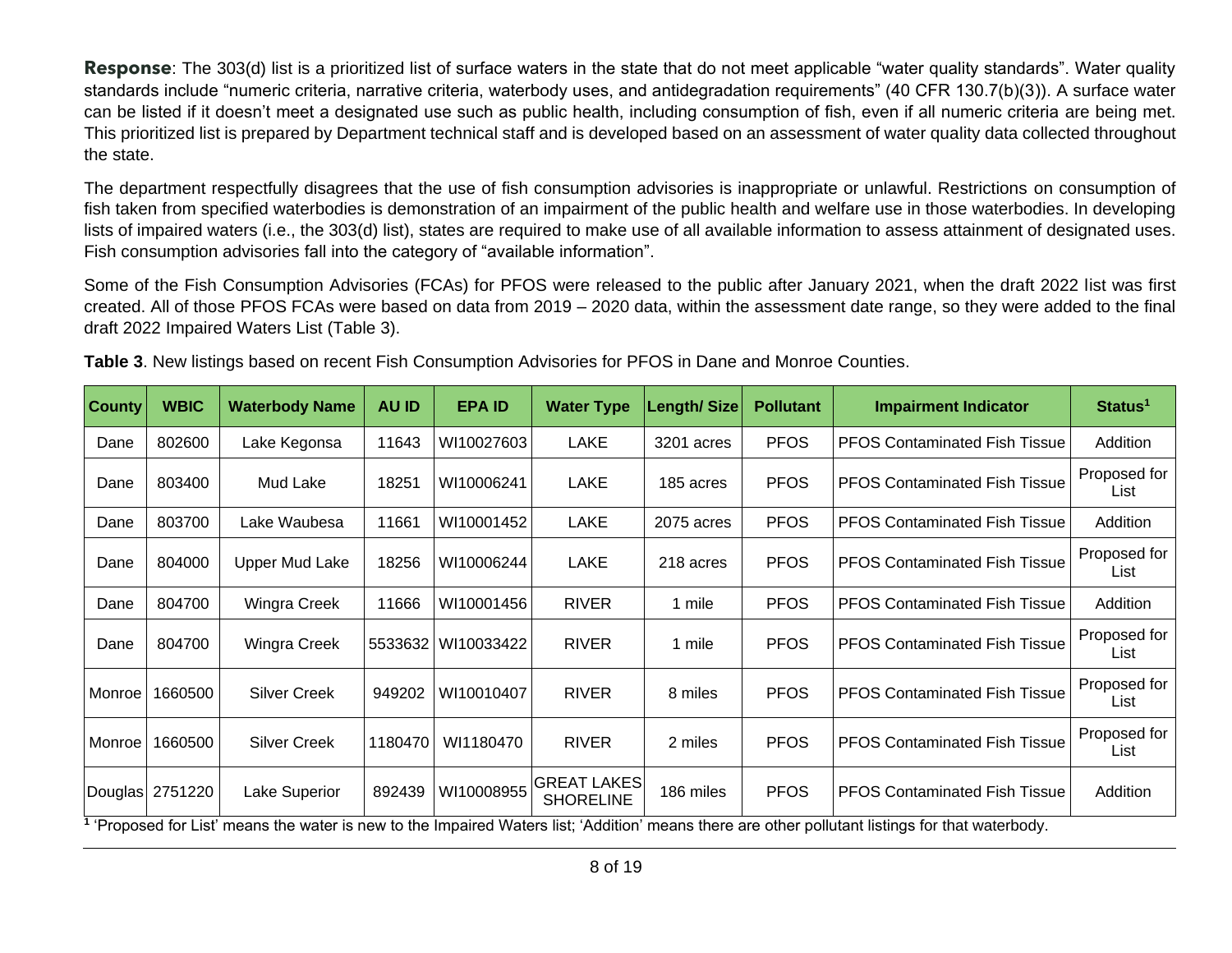**Response**: The 303(d) list is a prioritized list of surface waters in the state that do not meet applicable "water quality standards". Water quality standards include "numeric criteria, narrative criteria, waterbody uses, and antidegradation requirements" (40 CFR 130.7(b)(3)). A surface water can be listed if it doesn't meet a designated use such as public health, including consumption of fish, even if all numeric criteria are being met. This prioritized list is prepared by Department technical staff and is developed based on an assessment of water quality data collected throughout the state.

The department respectfully disagrees that the use of fish consumption advisories is inappropriate or unlawful. Restrictions on consumption of fish taken from specified waterbodies is demonstration of an impairment of the public health and welfare use in those waterbodies. In developing lists of impaired waters (i.e., the 303(d) list), states are required to make use of all available information to assess attainment of designated uses. Fish consumption advisories fall into the category of "available information".

Some of the Fish Consumption Advisories (FCAs) for PFOS were released to the public after January 2021, when the draft 2022 list was first created. All of those PFOS FCAs were based on data from 2019 – 2020 data, within the assessment date range, so they were added to the final draft 2022 Impaired Waters List (Table 3).

**Table 3**. New listings based on recent Fish Consumption Advisories for PFOS in Dane and Monroe Counties.

| County | WBIC | Waterbody Name | AU ID | EPA ID | Water Type | Length/ Size | Pollutant | Impairment Indicator | Status[1] |
|---|---|---|---|---|---|---|---|---|---|
| Dane | 802600 | Lake Kegonsa | 11643 | WI10027603 | LAKE | 3201 acres | PFOS | PFOS Contaminated Fish Tissue | Addition |
| Dane | 803400 | Mud Lake | 18251 | WI10006241 | LAKE | 185 acres | PFOS | PFOS Contaminated Fish Tissue | Proposed for List |
| Dane | 803700 | Lake Waubesa | 11661 | WI10001452 | LAKE | 2075 acres | PFOS | PFOS Contaminated Fish Tissue | Addition |
| Dane | 804000 | Upper Mud Lake | 18256 | WI10006244 | LAKE | 218 acres | PFOS | PFOS Contaminated Fish Tissue | Proposed for List |
| Dane | 804700 | Wingra Creek | 11666 | WI10001456 | RIVER | 1 mile | PFOS | PFOS Contaminated Fish Tissue | Addition |
| Dane | 804700 | Wingra Creek | 5533632 | WI10033422 | RIVER | 1 mile | PFOS | PFOS Contaminated Fish Tissue | Proposed for List |
| Monroe | 1660500 | Silver Creek | 949202 | WI10010407 | RIVER | 8 miles | PFOS | PFOS Contaminated Fish Tissue | Proposed for List |
| Monroe | 1660500 | Silver Creek | 1180470 | WI1180470 | RIVER | 2 miles | PFOS | PFOS Contaminated Fish Tissue | Proposed for List |
| Douglas | 2751220 | Lake Superior | 892439 | WI10008955 | GREAT LAKES SHORELINE | 186 miles | PFOS | PFOS Contaminated Fish Tissue | Addition |

[1] 'Proposed for List' means the water is new to the Impaired Waters list; 'Addition' means there are other pollutant listings for that waterbody.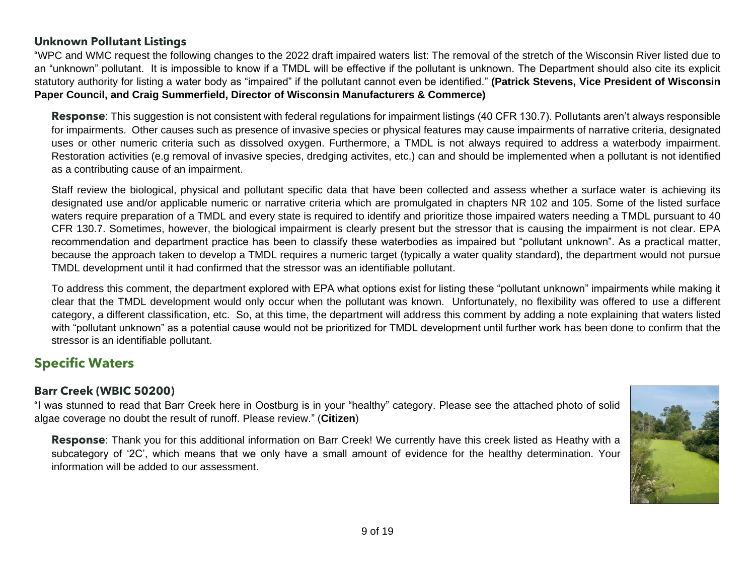### Unknown Pollutant Listings

"WPC and WMC request the following changes to the 2022 draft impaired waters list: The removal of the stretch of the Wisconsin River listed due to an "unknown" pollutant. It is impossible to know if a TMDL will be effective if the pollutant is unknown. The Department should also cite its explicit statutory authority for listing a water body as "impaired" if the pollutant cannot even be identified." **(Patrick Stevens, Vice President of Wisconsin Paper Council, and Craig Summerfield, Director of Wisconsin Manufacturers & Commerce)**

**Response**: This suggestion is not consistent with federal regulations for impairment listings (40 CFR 130.7). Pollutants aren't always responsible for impairments. Other causes such as presence of invasive species or physical features may cause impairments of narrative criteria, designated uses or other numeric criteria such as dissolved oxygen. Furthermore, a TMDL is not always required to address a waterbody impairment. Restoration activities (e.g removal of invasive species, dredging activites, etc.) can and should be implemented when a pollutant is not identified as a contributing cause of an impairment.

Staff review the biological, physical and pollutant specific data that have been collected and assess whether a surface water is achieving its designated use and/or applicable numeric or narrative criteria which are promulgated in chapters NR 102 and 105. Some of the listed surface waters require preparation of a TMDL and every state is required to identify and prioritize those impaired waters needing a TMDL pursuant to 40 CFR 130.7. Sometimes, however, the biological impairment is clearly present but the stressor that is causing the impairment is not clear. EPA recommendation and department practice has been to classify these waterbodies as impaired but "pollutant unknown". As a practical matter, because the approach taken to develop a TMDL requires a numeric target (typically a water quality standard), the department would not pursue TMDL development until it had confirmed that the stressor was an identifiable pollutant.

To address this comment, the department explored with EPA what options exist for listing these "pollutant unknown" impairments while making it clear that the TMDL development would only occur when the pollutant was known. Unfortunately, no flexibility was offered to use a different category, a different classification, etc. So, at this time, the department will address this comment by adding a note explaining that waters listed with "pollutant unknown" as a potential cause would not be prioritized for TMDL development until further work has been done to confirm that the stressor is an identifiable pollutant.

## Specific Waters

### Barr Creek (WBIC 50200)

"I was stunned to read that Barr Creek here in Oostburg is in your "healthy" category. Please see the attached photo of solid algae coverage no doubt the result of runoff. Please review." (**Citizen**)

**Response**: Thank you for this additional information on Barr Creek! We currently have this creek listed as Heathy with a subcategory of '2C', which means that we only have a small amount of evidence for the healthy determination. Your information will be added to our assessment.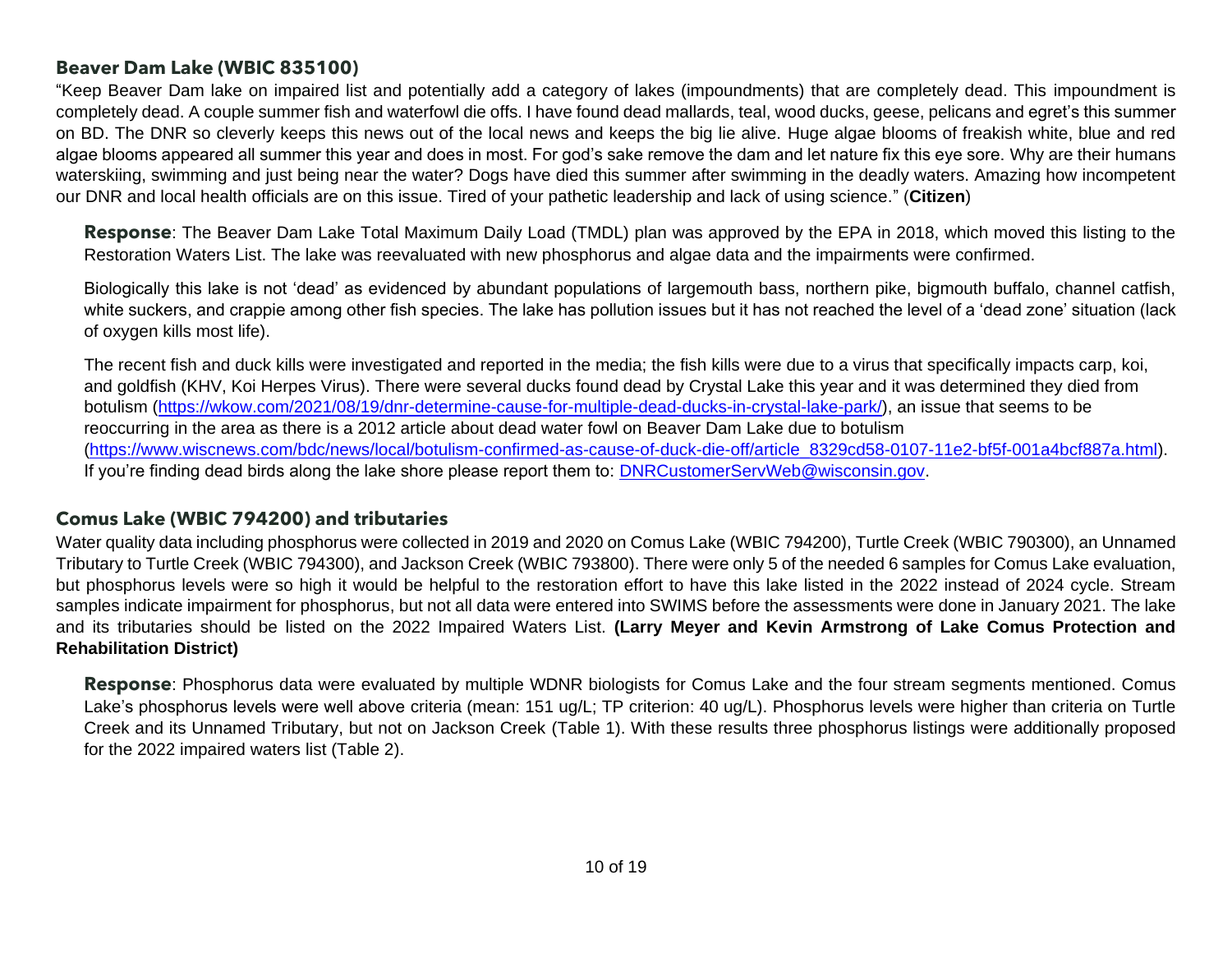### Beaver Dam Lake (WBIC 835100)

"Keep Beaver Dam lake on impaired list and potentially add a category of lakes (impoundments) that are completely dead. This impoundment is completely dead. A couple summer fish and waterfowl die offs. I have found dead mallards, teal, wood ducks, geese, pelicans and egret's this summer on BD. The DNR so cleverly keeps this news out of the local news and keeps the big lie alive. Huge algae blooms of freakish white, blue and red algae blooms appeared all summer this year and does in most. For god's sake remove the dam and let nature fix this eye sore. Why are their humans waterskiing, swimming and just being near the water? Dogs have died this summer after swimming in the deadly waters. Amazing how incompetent our DNR and local health officials are on this issue. Tired of your pathetic leadership and lack of using science." (**Citizen**)

**Response**: The Beaver Dam Lake Total Maximum Daily Load (TMDL) plan was approved by the EPA in 2018, which moved this listing to the Restoration Waters List. The lake was reevaluated with new phosphorus and algae data and the impairments were confirmed.

Biologically this lake is not 'dead' as evidenced by abundant populations of largemouth bass, northern pike, bigmouth buffalo, channel catfish, white suckers, and crappie among other fish species. The lake has pollution issues but it has not reached the level of a 'dead zone' situation (lack of oxygen kills most life).

The recent fish and duck kills were investigated and reported in the media; the fish kills were due to a virus that specifically impacts carp, koi, and goldfish (KHV, Koi Herpes Virus). There were several ducks found dead by Crystal Lake this year and it was determined they died from botulism (https://wkow.com/2021/08/19/dnr-determine-cause-for-multiple-dead-ducks-in-crystal-lake-park/), an issue that seems to be reoccurring in the area as there is a 2012 article about dead water fowl on Beaver Dam Lake due to botulism (https://www.wiscnews.com/bdc/news/local/botulism-confirmed-as-cause-of-duck-die-off/article_8329cd58-0107-11e2-bf5f-001a4bcf887a.html). If you're finding dead birds along the lake shore please report them to: DNRCustomerServWeb@wisconsin.gov.

### Comus Lake (WBIC 794200) and tributaries

Water quality data including phosphorus were collected in 2019 and 2020 on Comus Lake (WBIC 794200), Turtle Creek (WBIC 790300), an Unnamed Tributary to Turtle Creek (WBIC 794300), and Jackson Creek (WBIC 793800). There were only 5 of the needed 6 samples for Comus Lake evaluation, but phosphorus levels were so high it would be helpful to the restoration effort to have this lake listed in the 2022 instead of 2024 cycle. Stream samples indicate impairment for phosphorus, but not all data were entered into SWIMS before the assessments were done in January 2021. The lake and its tributaries should be listed on the 2022 Impaired Waters List. **(Larry Meyer and Kevin Armstrong of Lake Comus Protection and Rehabilitation District)**

**Response**: Phosphorus data were evaluated by multiple WDNR biologists for Comus Lake and the four stream segments mentioned. Comus Lake's phosphorus levels were well above criteria (mean: 151 ug/L; TP criterion: 40 ug/L). Phosphorus levels were higher than criteria on Turtle Creek and its Unnamed Tributary, but not on Jackson Creek (Table 1). With these results three phosphorus listings were additionally proposed for the 2022 impaired waters list (Table 2).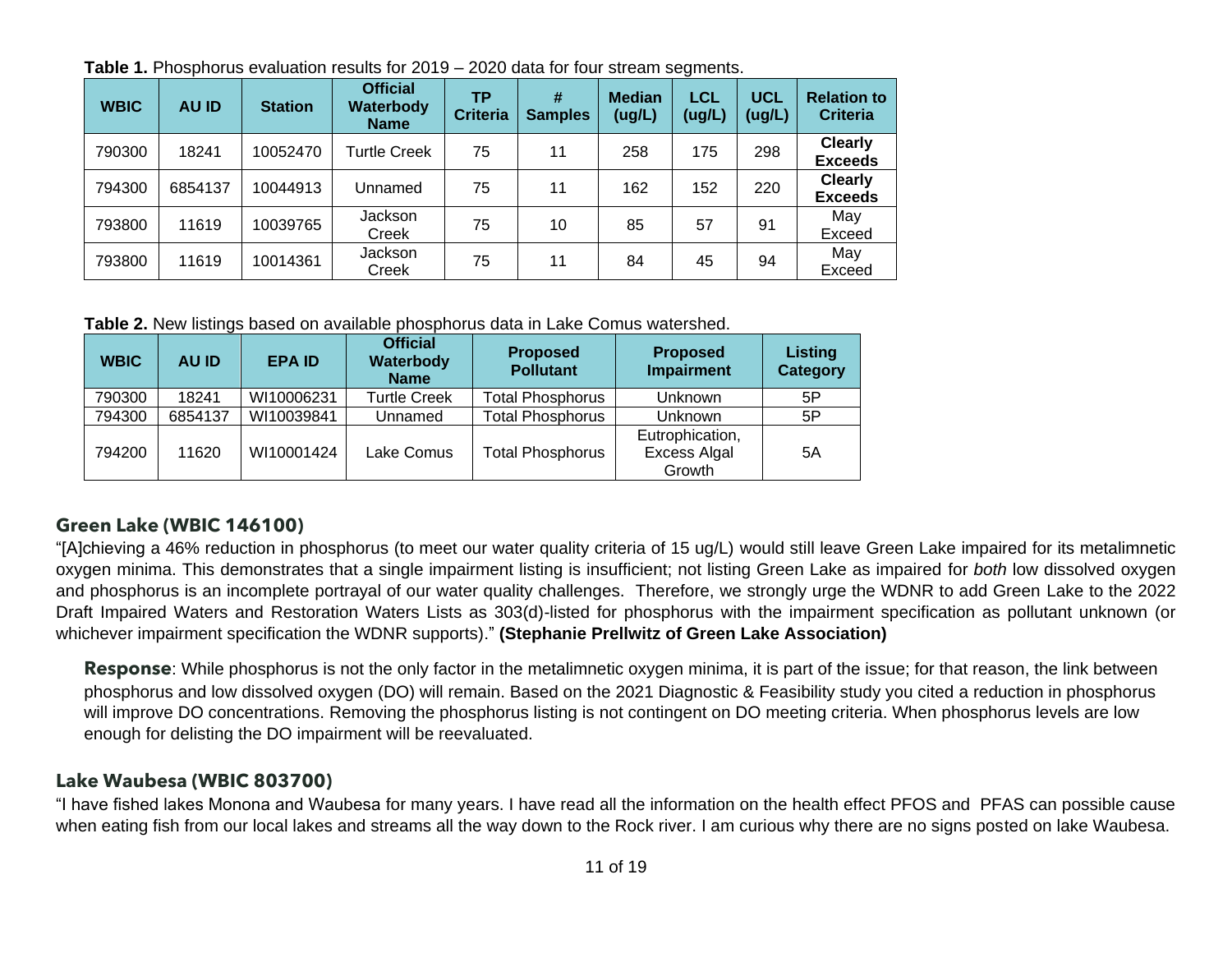**Table 1.** Phosphorus evaluation results for 2019 – 2020 data for four stream segments.

| WBIC | AU ID | Station | Official Waterbody Name | TP Criteria | # Samples | Median (ug/L) | LCL (ug/L) | UCL (ug/L) | Relation to Criteria |
|---|---|---|---|---|---|---|---|---|---|
| 790300 | 18241 | 10052470 | Turtle Creek | 75 | 11 | 258 | 175 | 298 | **Clearly Exceeds** |
| 794300 | 6854137 | 10044913 | Unnamed | 75 | 11 | 162 | 152 | 220 | **Clearly Exceeds** |
| 793800 | 11619 | 10039765 | Jackson Creek | 75 | 10 | 85 | 57 | 91 | May Exceed |
| 793800 | 11619 | 10014361 | Jackson Creek | 75 | 11 | 84 | 45 | 94 | May Exceed |

**Table 2.** New listings based on available phosphorus data in Lake Comus watershed.

| WBIC | AU ID | EPA ID | Official Waterbody Name | Proposed Pollutant | Proposed Impairment | Listing Category |
|---|---|---|---|---|---|---|
| 790300 | 18241 | WI10006231 | Turtle Creek | Total Phosphorus | Unknown | 5P |
| 794300 | 6854137 | WI10039841 | Unnamed | Total Phosphorus | Unknown | 5P |
| 794200 | 11620 | WI10001424 | Lake Comus | Total Phosphorus | Eutrophication, Excess Algal Growth | 5A |

## Green Lake (WBIC 146100)

"[A]chieving a 46% reduction in phosphorus (to meet our water quality criteria of 15 ug/L) would still leave Green Lake impaired for its metalimnetic oxygen minima. This demonstrates that a single impairment listing is insufficient; not listing Green Lake as impaired for *both* low dissolved oxygen and phosphorus is an incomplete portrayal of our water quality challenges. Therefore, we strongly urge the WDNR to add Green Lake to the 2022 Draft Impaired Waters and Restoration Waters Lists as 303(d)-listed for phosphorus with the impairment specification as pollutant unknown (or whichever impairment specification the WDNR supports)." **(Stephanie Prellwitz of Green Lake Association)**

> **Response**: While phosphorus is not the only factor in the metalimnetic oxygen minima, it is part of the issue; for that reason, the link between phosphorus and low dissolved oxygen (DO) will remain. Based on the 2021 Diagnostic & Feasibility study you cited a reduction in phosphorus will improve DO concentrations. Removing the phosphorus listing is not contingent on DO meeting criteria. When phosphorus levels are low enough for delisting the DO impairment will be reevaluated.

## Lake Waubesa (WBIC 803700)

"I have fished lakes Monona and Waubesa for many years. I have read all the information on the health effect PFOS and PFAS can possible cause when eating fish from our local lakes and streams all the way down to the Rock river. I am curious why there are no signs posted on lake Waubesa.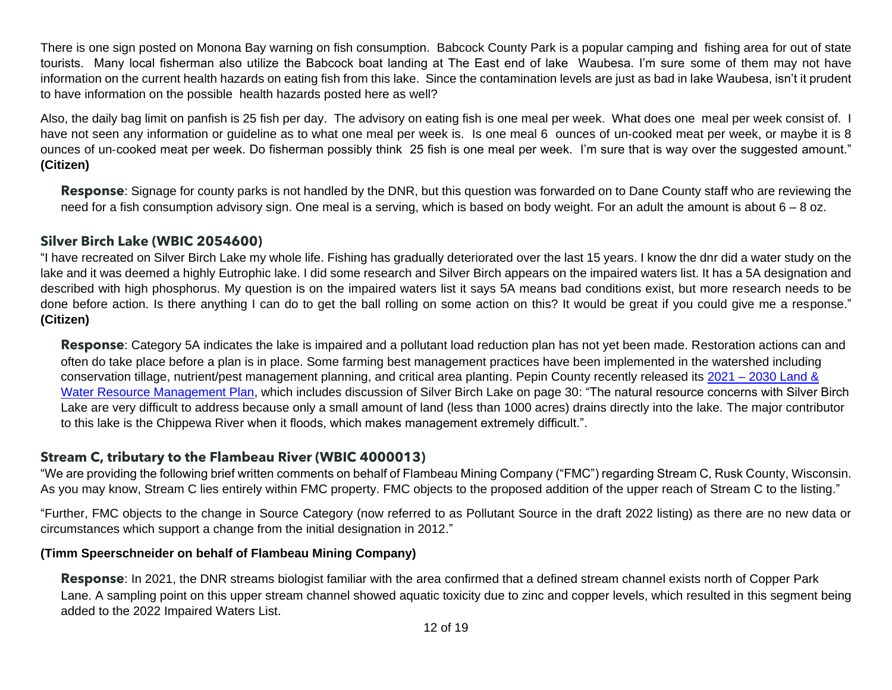There is one sign posted on Monona Bay warning on fish consumption. Babcock County Park is a popular camping and fishing area for out of state tourists. Many local fisherman also utilize the Babcock boat landing at The East end of lake Waubesa. I'm sure some of them may not have information on the current health hazards on eating fish from this lake. Since the contamination levels are just as bad in lake Waubesa, isn't it prudent to have information on the possible health hazards posted here as well?

Also, the daily bag limit on panfish is 25 fish per day. The advisory on eating fish is one meal per week. What does one meal per week consist of. I have not seen any information or guideline as to what one meal per week is. Is one meal 6 ounces of un-cooked meat per week, or maybe it is 8 ounces of un-cooked meat per week. Do fisherman possibly think 25 fish is one meal per week. I'm sure that is way over the suggested amount." **(Citizen)**

**Response**: Signage for county parks is not handled by the DNR, but this question was forwarded on to Dane County staff who are reviewing the need for a fish consumption advisory sign. One meal is a serving, which is based on body weight. For an adult the amount is about 6 – 8 oz.

### Silver Birch Lake (WBIC 2054600)

"I have recreated on Silver Birch Lake my whole life. Fishing has gradually deteriorated over the last 15 years. I know the dnr did a water study on the lake and it was deemed a highly Eutrophic lake. I did some research and Silver Birch appears on the impaired waters list. It has a 5A designation and described with high phosphorus. My question is on the impaired waters list it says 5A means bad conditions exist, but more research needs to be done before action. Is there anything I can do to get the ball rolling on some action on this? It would be great if you could give me a response." **(Citizen)**

**Response**: Category 5A indicates the lake is impaired and a pollutant load reduction plan has not yet been made. Restoration actions can and often do take place before a plan is in place. Some farming best management practices have been implemented in the watershed including conservation tillage, nutrient/pest management planning, and critical area planting. Pepin County recently released its 2021 – 2030 Land & Water Resource Management Plan, which includes discussion of Silver Birch Lake on page 30: "The natural resource concerns with Silver Birch Lake are very difficult to address because only a small amount of land (less than 1000 acres) drains directly into the lake. The major contributor to this lake is the Chippewa River when it floods, which makes management extremely difficult.".

### Stream C, tributary to the Flambeau River (WBIC 4000013)

"We are providing the following brief written comments on behalf of Flambeau Mining Company ("FMC") regarding Stream C, Rusk County, Wisconsin. As you may know, Stream C lies entirely within FMC property. FMC objects to the proposed addition of the upper reach of Stream C to the listing."

"Further, FMC objects to the change in Source Category (now referred to as Pollutant Source in the draft 2022 listing) as there are no new data or circumstances which support a change from the initial designation in 2012."

**(Timm Speerschneider on behalf of Flambeau Mining Company)**

**Response**: In 2021, the DNR streams biologist familiar with the area confirmed that a defined stream channel exists north of Copper Park Lane. A sampling point on this upper stream channel showed aquatic toxicity due to zinc and copper levels, which resulted in this segment being added to the 2022 Impaired Waters List.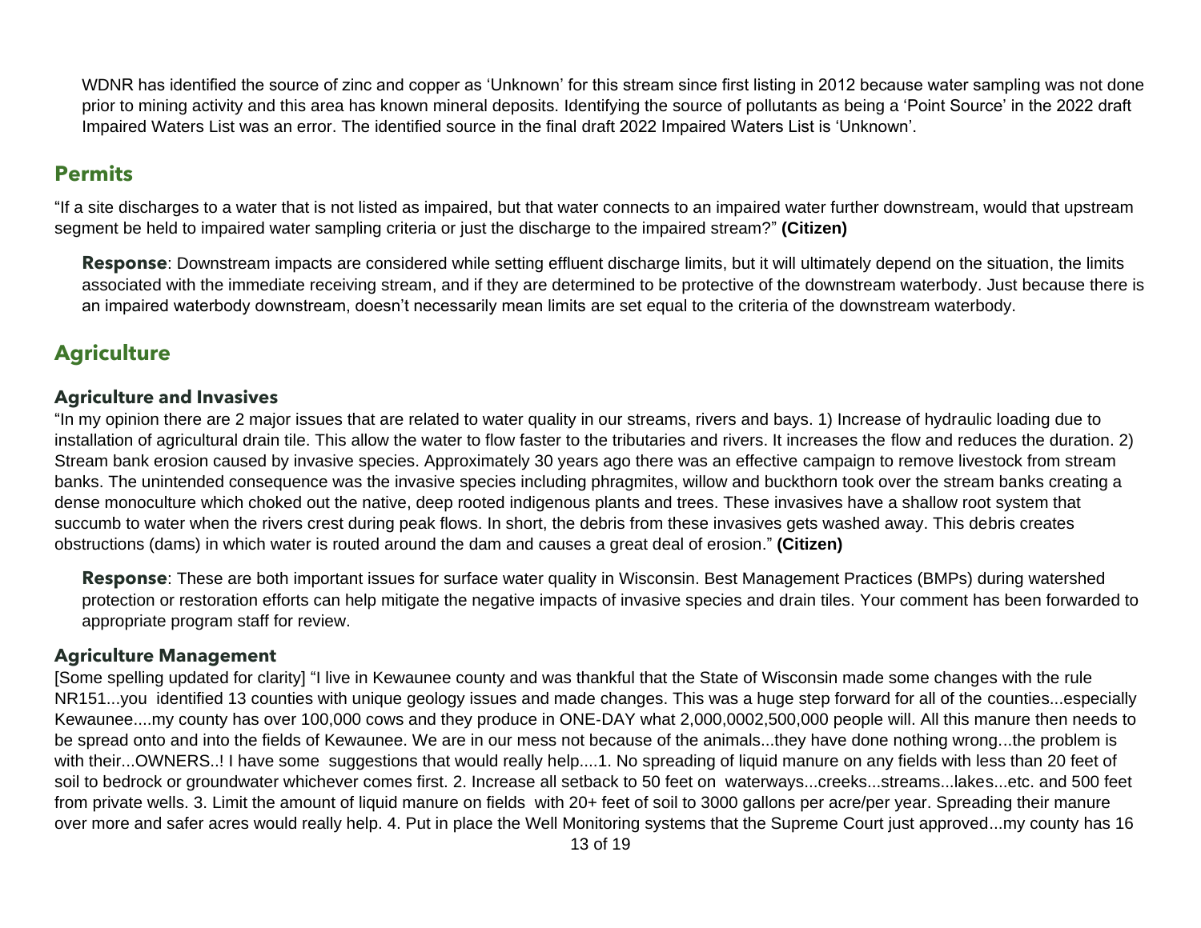WDNR has identified the source of zinc and copper as 'Unknown' for this stream since first listing in 2012 because water sampling was not done prior to mining activity and this area has known mineral deposits. Identifying the source of pollutants as being a 'Point Source' in the 2022 draft Impaired Waters List was an error. The identified source in the final draft 2022 Impaired Waters List is 'Unknown'.

## Permits

"If a site discharges to a water that is not listed as impaired, but that water connects to an impaired water further downstream, would that upstream segment be held to impaired water sampling criteria or just the discharge to the impaired stream?" **(Citizen)**

**Response**: Downstream impacts are considered while setting effluent discharge limits, but it will ultimately depend on the situation, the limits associated with the immediate receiving stream, and if they are determined to be protective of the downstream waterbody. Just because there is an impaired waterbody downstream, doesn't necessarily mean limits are set equal to the criteria of the downstream waterbody.

## Agriculture

### Agriculture and Invasives

"In my opinion there are 2 major issues that are related to water quality in our streams, rivers and bays. 1) Increase of hydraulic loading due to installation of agricultural drain tile. This allow the water to flow faster to the tributaries and rivers. It increases the flow and reduces the duration. 2) Stream bank erosion caused by invasive species. Approximately 30 years ago there was an effective campaign to remove livestock from stream banks. The unintended consequence was the invasive species including phragmites, willow and buckthorn took over the stream banks creating a dense monoculture which choked out the native, deep rooted indigenous plants and trees. These invasives have a shallow root system that succumb to water when the rivers crest during peak flows. In short, the debris from these invasives gets washed away. This debris creates obstructions (dams) in which water is routed around the dam and causes a great deal of erosion." **(Citizen)**

**Response**: These are both important issues for surface water quality in Wisconsin. Best Management Practices (BMPs) during watershed protection or restoration efforts can help mitigate the negative impacts of invasive species and drain tiles. Your comment has been forwarded to appropriate program staff for review.

### Agriculture Management

[Some spelling updated for clarity] "I live in Kewaunee county and was thankful that the State of Wisconsin made some changes with the rule NR151...you identified 13 counties with unique geology issues and made changes. This was a huge step forward for all of the counties...especially Kewaunee....my county has over 100,000 cows and they produce in ONE-DAY what 2,000,0002,500,000 people will. All this manure then needs to be spread onto and into the fields of Kewaunee. We are in our mess not because of the animals...they have done nothing wrong...the problem is with their...OWNERS..! I have some suggestions that would really help....1. No spreading of liquid manure on any fields with less than 20 feet of soil to bedrock or groundwater whichever comes first. 2. Increase all setback to 50 feet on waterways...creeks...streams...lakes...etc. and 500 feet from private wells. 3. Limit the amount of liquid manure on fields with 20+ feet of soil to 3000 gallons per acre/per year. Spreading their manure over more and safer acres would really help. 4. Put in place the Well Monitoring systems that the Supreme Court just approved...my county has 16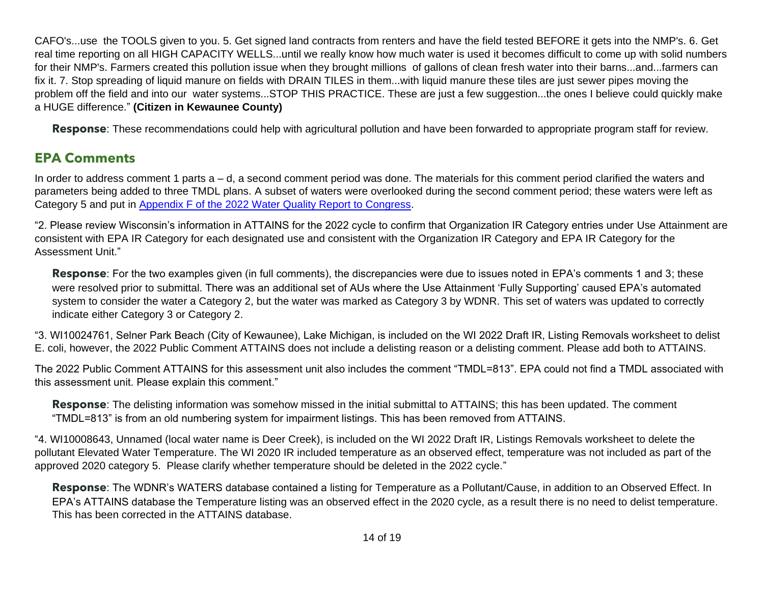CAFO's...use  the TOOLS given to you. 5. Get signed land contracts from renters and have the field tested BEFORE it gets into the NMP's. 6. Get real time reporting on all HIGH CAPACITY WELLS...until we really know how much water is used it becomes difficult to come up with solid numbers for their NMP's. Farmers created this pollution issue when they brought millions  of gallons of clean fresh water into their barns...and...farmers can fix it. 7. Stop spreading of liquid manure on fields with DRAIN TILES in them...with liquid manure these tiles are just sewer pipes moving the problem off the field and into our  water systems...STOP THIS PRACTICE. These are just a few suggestion...the ones I believe could quickly make a HUGE difference." **(Citizen in Kewaunee County)**

**Response**: These recommendations could help with agricultural pollution and have been forwarded to appropriate program staff for review.

## EPA Comments

In order to address comment 1 parts a – d, a second comment period was done. The materials for this comment period clarified the waters and parameters being added to three TMDL plans. A subset of waters were overlooked during the second comment period; these waters were left as Category 5 and put in Appendix F of the 2022 Water Quality Report to Congress.

"2. Please review Wisconsin's information in ATTAINS for the 2022 cycle to confirm that Organization IR Category entries under Use Attainment are consistent with EPA IR Category for each designated use and consistent with the Organization IR Category and EPA IR Category for the Assessment Unit."

**Response**: For the two examples given (in full comments), the discrepancies were due to issues noted in EPA's comments 1 and 3; these were resolved prior to submittal. There was an additional set of AUs where the Use Attainment 'Fully Supporting' caused EPA's automated system to consider the water a Category 2, but the water was marked as Category 3 by WDNR. This set of waters was updated to correctly indicate either Category 3 or Category 2.

"3. WI10024761, Selner Park Beach (City of Kewaunee), Lake Michigan, is included on the WI 2022 Draft IR, Listing Removals worksheet to delist E. coli, however, the 2022 Public Comment ATTAINS does not include a delisting reason or a delisting comment. Please add both to ATTAINS.

The 2022 Public Comment ATTAINS for this assessment unit also includes the comment "TMDL=813". EPA could not find a TMDL associated with this assessment unit. Please explain this comment."

**Response**: The delisting information was somehow missed in the initial submittal to ATTAINS; this has been updated. The comment "TMDL=813" is from an old numbering system for impairment listings. This has been removed from ATTAINS.

"4. WI10008643, Unnamed (local water name is Deer Creek), is included on the WI 2022 Draft IR, Listings Removals worksheet to delete the pollutant Elevated Water Temperature. The WI 2020 IR included temperature as an observed effect, temperature was not included as part of the approved 2020 category 5.  Please clarify whether temperature should be deleted in the 2022 cycle."

**Response**: The WDNR's WATERS database contained a listing for Temperature as a Pollutant/Cause, in addition to an Observed Effect. In EPA's ATTAINS database the Temperature listing was an observed effect in the 2020 cycle, as a result there is no need to delist temperature. This has been corrected in the ATTAINS database.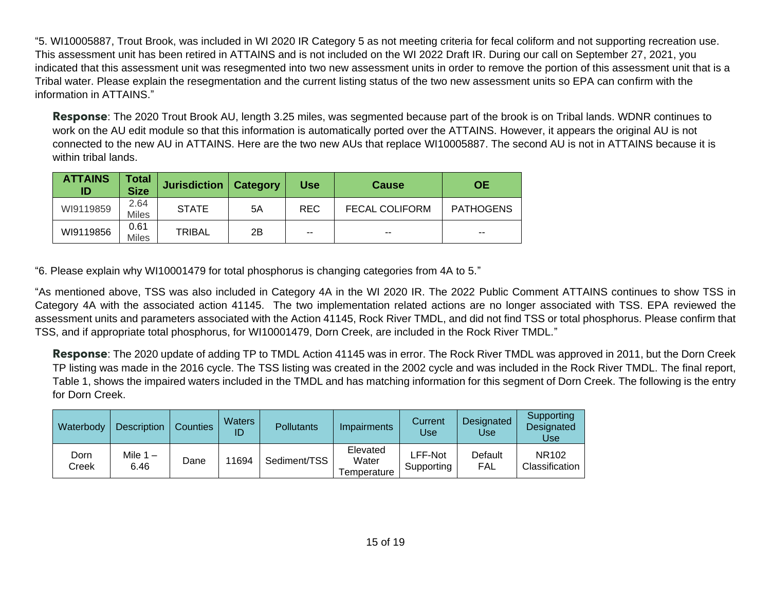"5. WI10005887, Trout Brook, was included in WI 2020 IR Category 5 as not meeting criteria for fecal coliform and not supporting recreation use. This assessment unit has been retired in ATTAINS and is not included on the WI 2022 Draft IR. During our call on September 27, 2021, you indicated that this assessment unit was resegmented into two new assessment units in order to remove the portion of this assessment unit that is a Tribal water. Please explain the resegmentation and the current listing status of the two new assessment units so EPA can confirm with the information in ATTAINS."

**Response**: The 2020 Trout Brook AU, length 3.25 miles, was segmented because part of the brook is on Tribal lands. WDNR continues to work on the AU edit module so that this information is automatically ported over the ATTAINS. However, it appears the original AU is not connected to the new AU in ATTAINS. Here are the two new AUs that replace WI10005887. The second AU is not in ATTAINS because it is within tribal lands.

| ATTAINS ID | Total Size | Jurisdiction | Category | Use | Cause | OE |
|---|---|---|---|---|---|---|
| WI9119859 | 2.64 Miles | STATE | 5A | REC | FECAL COLIFORM | PATHOGENS |
| WI9119856 | 0.61 Miles | TRIBAL | 2B | -- | -- | -- |

"6. Please explain why WI10001479 for total phosphorus is changing categories from 4A to 5."

"As mentioned above, TSS was also included in Category 4A in the WI 2020 IR. The 2022 Public Comment ATTAINS continues to show TSS in Category 4A with the associated action 41145. The two implementation related actions are no longer associated with TSS. EPA reviewed the assessment units and parameters associated with the Action 41145, Rock River TMDL, and did not find TSS or total phosphorus. Please confirm that TSS, and if appropriate total phosphorus, for WI10001479, Dorn Creek, are included in the Rock River TMDL."

**Response**: The 2020 update of adding TP to TMDL Action 41145 was in error. The Rock River TMDL was approved in 2011, but the Dorn Creek TP listing was made in the 2016 cycle. The TSS listing was created in the 2002 cycle and was included in the Rock River TMDL. The final report, Table 1, shows the impaired waters included in the TMDL and has matching information for this segment of Dorn Creek. The following is the entry for Dorn Creek.

| Waterbody | Description | Counties | Waters ID | Pollutants | Impairments | Current Use | Designated Use | Supporting Designated Use |
|---|---|---|---|---|---|---|---|---|
| Dorn Creek | Mile 1 – 6.46 | Dane | 11694 | Sediment/TSS | Elevated Water Temperature | LFF-Not Supporting | Default FAL | NR102 Classification |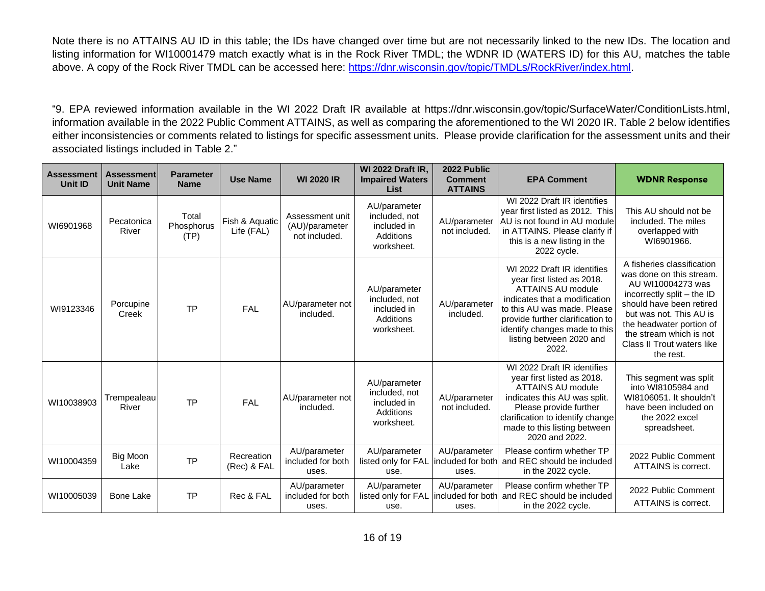Note there is no ATTAINS AU ID in this table; the IDs have changed over time but are not necessarily linked to the new IDs. The location and listing information for WI10001479 match exactly what is in the Rock River TMDL; the WDNR ID (WATERS ID) for this AU, matches the table above. A copy of the Rock River TMDL can be accessed here: https://dnr.wisconsin.gov/topic/TMDLs/RockRiver/index.html.

"9. EPA reviewed information available in the WI 2022 Draft IR available at https://dnr.wisconsin.gov/topic/SurfaceWater/ConditionLists.html, information available in the 2022 Public Comment ATTAINS, as well as comparing the aforementioned to the WI 2020 IR. Table 2 below identifies either inconsistencies or comments related to listings for specific assessment units. Please provide clarification for the assessment units and their associated listings included in Table 2."

| Assessment Unit ID | Assessment Unit Name | Parameter Name | Use Name | WI 2020 IR | WI 2022 Draft IR, Impaired Waters List | 2022 Public Comment ATTAINS | EPA Comment | WDNR Response |
|---|---|---|---|---|---|---|---|---|
| WI6901968 | Pecatonica River | Total Phosphorus (TP) | Fish & Aquatic Life (FAL) | Assessment unit (AU)/parameter not included. | AU/parameter included, not included in Additions worksheet. | AU/parameter not included. | WI 2022 Draft IR identifies year first listed as 2012. This AU is not found in AU module in ATTAINS. Please clarify if this is a new listing in the 2022 cycle. | This AU should not be included. The miles overlapped with WI6901966. |
| WI9123346 | Porcupine Creek | TP | FAL | AU/parameter not included. | AU/parameter included, not included in Additions worksheet. | AU/parameter included. | WI 2022 Draft IR identifies year first listed as 2018. ATTAINS AU module indicates that a modification to this AU was made. Please provide further clarification to identify changes made to this listing between 2020 and 2022. | A fisheries classification was done on this stream. AU WI10004273 was incorrectly split – the ID should have been retired but was not. This AU is the headwater portion of the stream which is not Class II Trout waters like the rest. |
| WI10038903 | Trempealeau River | TP | FAL | AU/parameter not included. | AU/parameter included, not included in Additions worksheet. | AU/parameter not included. | WI 2022 Draft IR identifies year first listed as 2018. ATTAINS AU module indicates this AU was split. Please provide further clarification to identify change made to this listing between 2020 and 2022. | This segment was split into WI8105984 and WI8106051. It shouldn't have been included on the 2022 excel spreadsheet. |
| WI10004359 | Big Moon Lake | TP | Recreation (Rec) & FAL | AU/parameter included for both uses. | AU/parameter listed only for FAL use. | AU/parameter included for both uses. | Please confirm whether TP and REC should be included in the 2022 cycle. | 2022 Public Comment ATTAINS is correct. |
| WI10005039 | Bone Lake | TP | Rec & FAL | AU/parameter included for both uses. | AU/parameter listed only for FAL use. | AU/parameter included for both uses. | Please confirm whether TP and REC should be included in the 2022 cycle. | 2022 Public Comment ATTAINS is correct. |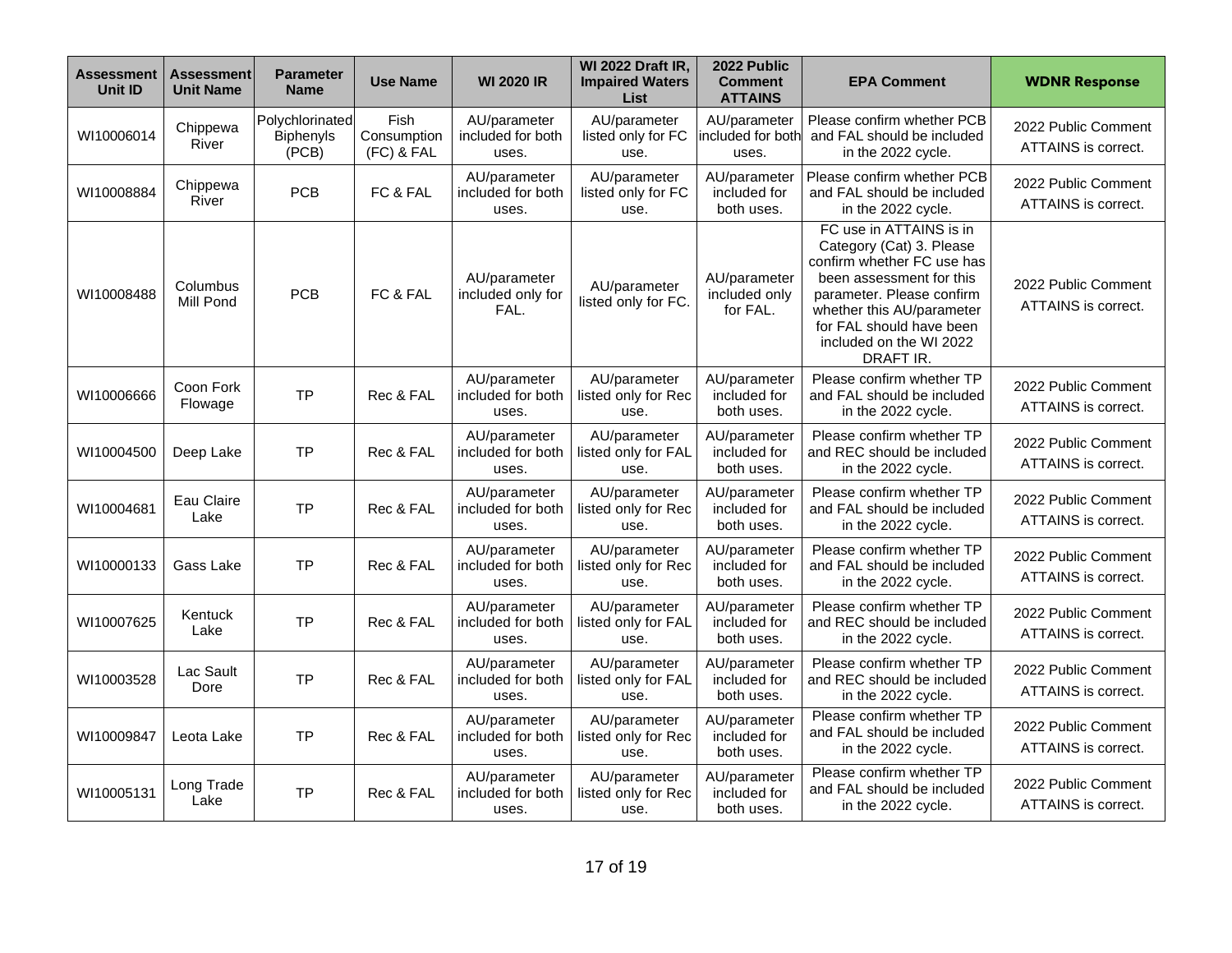| Assessment Unit ID | Assessment Unit Name | Parameter Name | Use Name | WI 2020 IR | WI 2022 Draft IR, Impaired Waters List | 2022 Public Comment ATTAINS | EPA Comment | WDNR Response |
|---|---|---|---|---|---|---|---|---|
| WI10006014 | Chippewa River | Polychlorinated Biphenyls (PCB) | Fish Consumption (FC) & FAL | AU/parameter included for both uses. | AU/parameter listed only for FC use. | AU/parameter included for both uses. | Please confirm whether PCB and FAL should be included in the 2022 cycle. | 2022 Public Comment ATTAINS is correct. |
| WI10008884 | Chippewa River | PCB | FC & FAL | AU/parameter included for both uses. | AU/parameter listed only for FC use. | AU/parameter included for both uses. | Please confirm whether PCB and FAL should be included in the 2022 cycle. | 2022 Public Comment ATTAINS is correct. |
| WI10008488 | Columbus Mill Pond | PCB | FC & FAL | AU/parameter included only for FAL. | AU/parameter listed only for FC. | AU/parameter included only for FAL. | FC use in ATTAINS is in Category (Cat) 3. Please confirm whether FC use has been assessment for this parameter. Please confirm whether this AU/parameter for FAL should have been included on the WI 2022 DRAFT IR. | 2022 Public Comment ATTAINS is correct. |
| WI10006666 | Coon Fork Flowage | TP | Rec & FAL | AU/parameter included for both uses. | AU/parameter listed only for Rec use. | AU/parameter included for both uses. | Please confirm whether TP and FAL should be included in the 2022 cycle. | 2022 Public Comment ATTAINS is correct. |
| WI10004500 | Deep Lake | TP | Rec & FAL | AU/parameter included for both uses. | AU/parameter listed only for FAL use. | AU/parameter included for both uses. | Please confirm whether TP and REC should be included in the 2022 cycle. | 2022 Public Comment ATTAINS is correct. |
| WI10004681 | Eau Claire Lake | TP | Rec & FAL | AU/parameter included for both uses. | AU/parameter listed only for Rec use. | AU/parameter included for both uses. | Please confirm whether TP and FAL should be included in the 2022 cycle. | 2022 Public Comment ATTAINS is correct. |
| WI10000133 | Gass Lake | TP | Rec & FAL | AU/parameter included for both uses. | AU/parameter listed only for Rec use. | AU/parameter included for both uses. | Please confirm whether TP and FAL should be included in the 2022 cycle. | 2022 Public Comment ATTAINS is correct. |
| WI10007625 | Kentuck Lake | TP | Rec & FAL | AU/parameter included for both uses. | AU/parameter listed only for FAL use. | AU/parameter included for both uses. | Please confirm whether TP and REC should be included in the 2022 cycle. | 2022 Public Comment ATTAINS is correct. |
| WI10003528 | Lac Sault Dore | TP | Rec & FAL | AU/parameter included for both uses. | AU/parameter listed only for FAL use. | AU/parameter included for both uses. | Please confirm whether TP and REC should be included in the 2022 cycle. | 2022 Public Comment ATTAINS is correct. |
| WI10009847 | Leota Lake | TP | Rec & FAL | AU/parameter included for both uses. | AU/parameter listed only for Rec use. | AU/parameter included for both uses. | Please confirm whether TP and FAL should be included in the 2022 cycle. | 2022 Public Comment ATTAINS is correct. |
| WI10005131 | Long Trade Lake | TP | Rec & FAL | AU/parameter included for both uses. | AU/parameter listed only for Rec use. | AU/parameter included for both uses. | Please confirm whether TP and FAL should be included in the 2022 cycle. | 2022 Public Comment ATTAINS is correct. |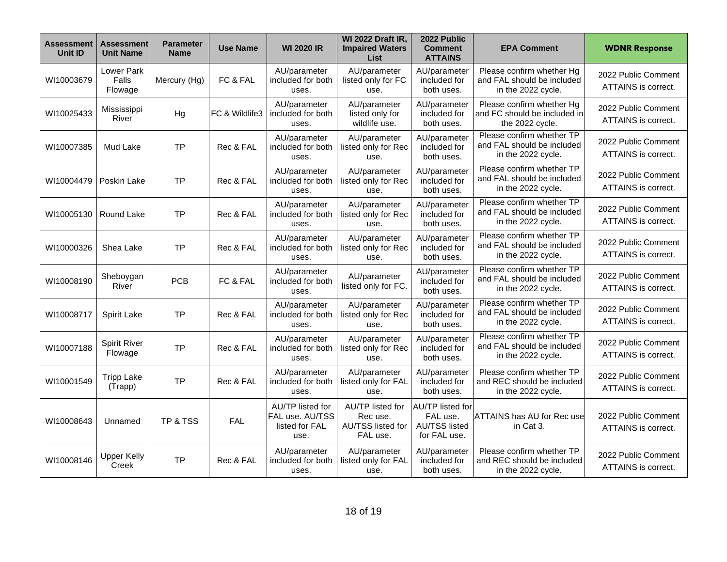| Assessment Unit ID | Assessment Unit Name | Parameter Name | Use Name | WI 2020 IR | WI 2022 Draft IR, Impaired Waters List | 2022 Public Comment ATTAINS | EPA Comment | WDNR Response |
|---|---|---|---|---|---|---|---|---|
| WI10003679 | Lower Park Falls Flowage | Mercury (Hg) | FC & FAL | AU/parameter included for both uses. | AU/parameter listed only for FC use. | AU/parameter included for both uses. | Please confirm whether Hg and FAL should be included in the 2022 cycle. | 2022 Public Comment ATTAINS is correct. |
| WI10025433 | Mississippi River | Hg | FC & Wildlife3 | AU/parameter included for both uses. | AU/parameter listed only for wildlife use. | AU/parameter included for both uses. | Please confirm whether Hg and FC should be included in the 2022 cycle. | 2022 Public Comment ATTAINS is correct. |
| WI10007385 | Mud Lake | TP | Rec & FAL | AU/parameter included for both uses. | AU/parameter listed only for Rec use. | AU/parameter included for both uses. | Please confirm whether TP and FAL should be included in the 2022 cycle. | 2022 Public Comment ATTAINS is correct. |
| WI10004479 | Poskin Lake | TP | Rec & FAL | AU/parameter included for both uses. | AU/parameter listed only for Rec use. | AU/parameter included for both uses. | Please confirm whether TP and FAL should be included in the 2022 cycle. | 2022 Public Comment ATTAINS is correct. |
| WI10005130 | Round Lake | TP | Rec & FAL | AU/parameter included for both uses. | AU/parameter listed only for Rec use. | AU/parameter included for both uses. | Please confirm whether TP and FAL should be included in the 2022 cycle. | 2022 Public Comment ATTAINS is correct. |
| WI10000326 | Shea Lake | TP | Rec & FAL | AU/parameter included for both uses. | AU/parameter listed only for Rec use. | AU/parameter included for both uses. | Please confirm whether TP and FAL should be included in the 2022 cycle. | 2022 Public Comment ATTAINS is correct. |
| WI10008190 | Sheboygan River | PCB | FC & FAL | AU/parameter included for both uses. | AU/parameter listed only for FC. | AU/parameter included for both uses. | Please confirm whether TP and FAL should be included in the 2022 cycle. | 2022 Public Comment ATTAINS is correct. |
| WI10008717 | Spirit Lake | TP | Rec & FAL | AU/parameter included for both uses. | AU/parameter listed only for Rec use. | AU/parameter included for both uses. | Please confirm whether TP and FAL should be included in the 2022 cycle. | 2022 Public Comment ATTAINS is correct. |
| WI10007188 | Spirit River Flowage | TP | Rec & FAL | AU/parameter included for both uses. | AU/parameter listed only for Rec use. | AU/parameter included for both uses. | Please confirm whether TP and FAL should be included in the 2022 cycle. | 2022 Public Comment ATTAINS is correct. |
| WI10001549 | Tripp Lake (Trapp) | TP | Rec & FAL | AU/parameter included for both uses. | AU/parameter listed only for FAL use. | AU/parameter included for both uses. | Please confirm whether TP and REC should be included in the 2022 cycle. | 2022 Public Comment ATTAINS is correct. |
| WI10008643 | Unnamed | TP & TSS | FAL | AU/TP listed for FAL use. AU/TSS listed for FAL use. | AU/TP listed for Rec use. AU/TSS listed for FAL use. | AU/TP listed for FAL use. AU/TSS listed for FAL use. | ATTAINS has AU for Rec use in Cat 3. | 2022 Public Comment ATTAINS is correct. |
| WI10008146 | Upper Kelly Creek | TP | Rec & FAL | AU/parameter included for both uses. | AU/parameter listed only for FAL use. | AU/parameter included for both uses. | Please confirm whether TP and REC should be included in the 2022 cycle. | 2022 Public Comment ATTAINS is correct. |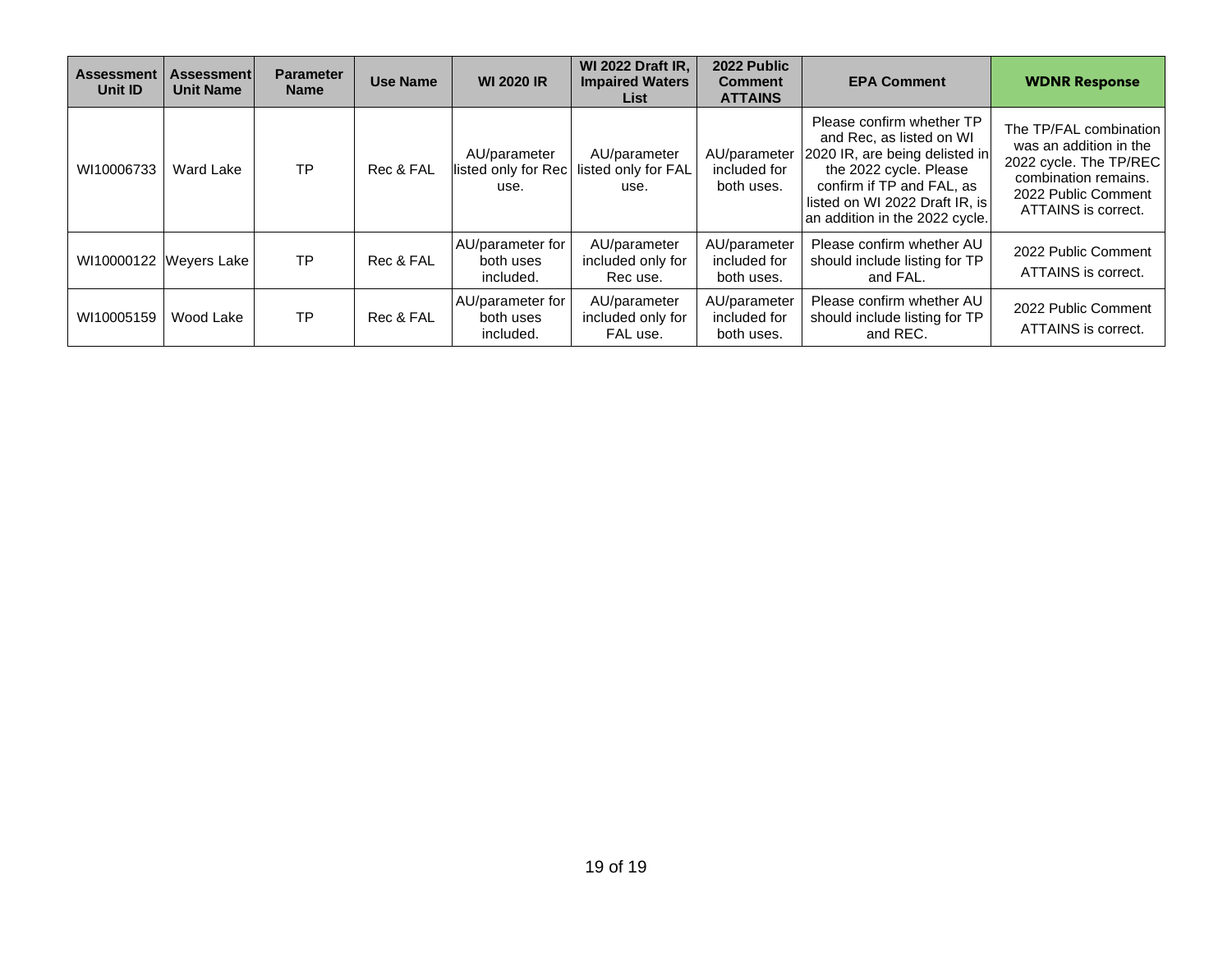| Assessment Unit ID | Assessment Unit Name | Parameter Name | Use Name | WI 2020 IR | WI 2022 Draft IR, Impaired Waters List | 2022 Public Comment ATTAINS | EPA Comment | WDNR Response |
|---|---|---|---|---|---|---|---|---|
| WI10006733 | Ward Lake | TP | Rec & FAL | AU/parameter listed only for Rec use. | AU/parameter listed only for FAL use. | AU/parameter included for both uses. | Please confirm whether TP and Rec, as listed on WI 2020 IR, are being delisted in the 2022 cycle. Please confirm if TP and FAL, as listed on WI 2022 Draft IR, is an addition in the 2022 cycle. | The TP/FAL combination was an addition in the 2022 cycle. The TP/REC combination remains. 2022 Public Comment ATTAINS is correct. |
| WI10000122 | Weyers Lake | TP | Rec & FAL | AU/parameter for both uses included. | AU/parameter included only for Rec use. | AU/parameter included for both uses. | Please confirm whether AU should include listing for TP and FAL. | 2022 Public Comment ATTAINS is correct. |
| WI10005159 | Wood Lake | TP | Rec & FAL | AU/parameter for both uses included. | AU/parameter included only for FAL use. | AU/parameter included for both uses. | Please confirm whether AU should include listing for TP and REC. | 2022 Public Comment ATTAINS is correct. |